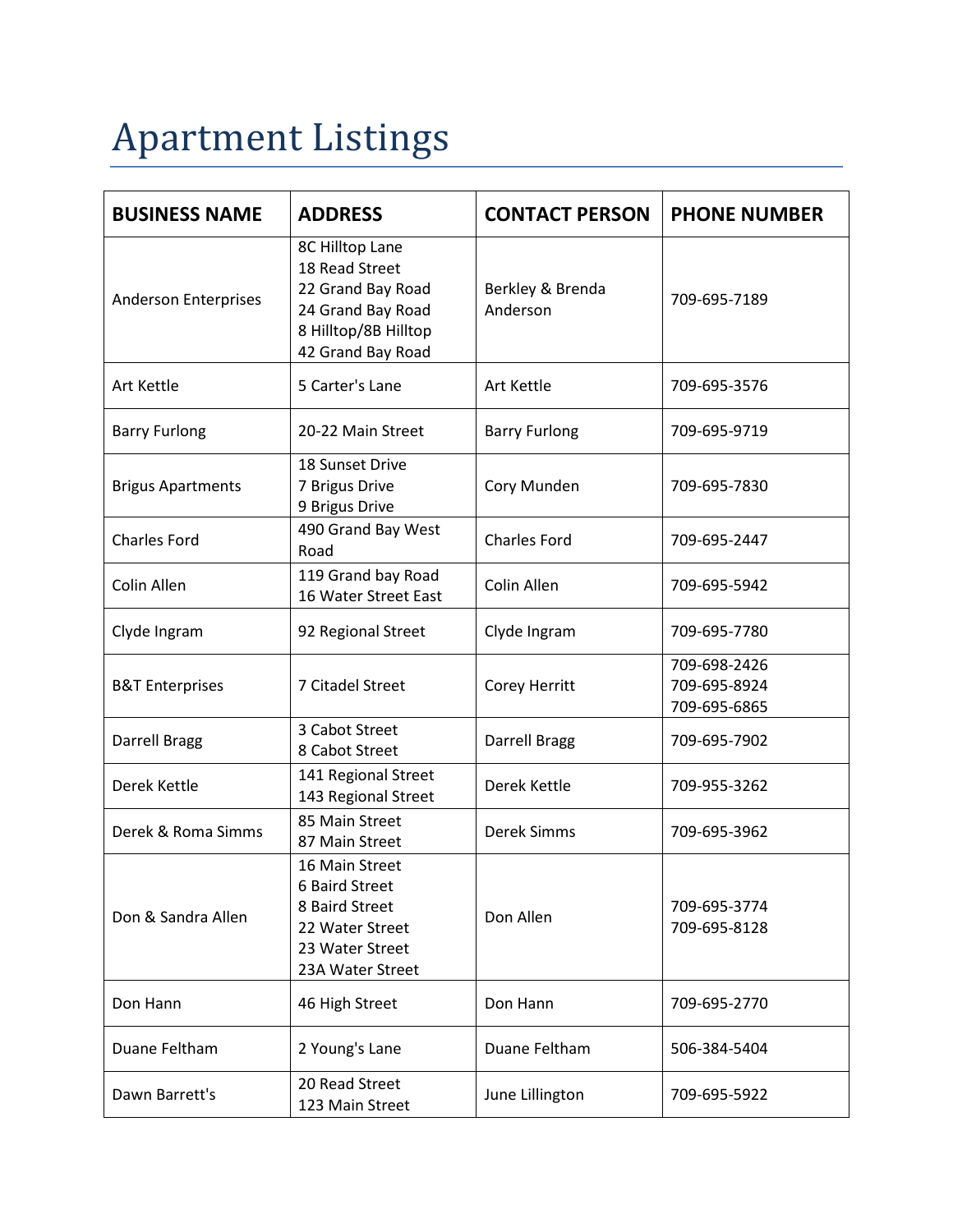# Apartment Listings

| BUSINESS NAME | ADDRESS | CONTACT PERSON | PHONE NUMBER |
|---|---|---|---|
| Anderson Enterprises | 8C Hilltop Lane<br>18 Read Street<br>22 Grand Bay Road<br>24 Grand Bay Road<br>8 Hilltop/8B Hilltop<br>42 Grand Bay Road | Berkley & Brenda Anderson | 709-695-7189 |
| Art Kettle | 5 Carter's Lane | Art Kettle | 709-695-3576 |
| Barry Furlong | 20-22 Main Street | Barry Furlong | 709-695-9719 |
| Brigus Apartments | 18 Sunset Drive<br>7 Brigus Drive<br>9 Brigus Drive | Cory Munden | 709-695-7830 |
| Charles Ford | 490 Grand Bay West Road | Charles Ford | 709-695-2447 |
| Colin Allen | 119 Grand bay Road<br>16 Water Street East | Colin Allen | 709-695-5942 |
| Clyde Ingram | 92 Regional Street | Clyde Ingram | 709-695-7780 |
| B&T Enterprises | 7 Citadel Street | Corey Herritt | 709-698-2426<br>709-695-8924<br>709-695-6865 |
| Darrell Bragg | 3 Cabot Street<br>8 Cabot Street | Darrell Bragg | 709-695-7902 |
| Derek Kettle | 141 Regional Street<br>143 Regional Street | Derek Kettle | 709-955-3262 |
| Derek & Roma Simms | 85 Main Street<br>87 Main Street | Derek Simms | 709-695-3962 |
| Don & Sandra Allen | 16 Main Street<br>6 Baird Street<br>8 Baird Street<br>22 Water Street<br>23 Water Street<br>23A Water Street | Don Allen | 709-695-3774<br>709-695-8128 |
| Don Hann | 46 High Street | Don Hann | 709-695-2770 |
| Duane Feltham | 2 Young's Lane | Duane Feltham | 506-384-5404 |
| Dawn Barrett's | 20 Read Street<br>123 Main Street | June Lillington | 709-695-5922 |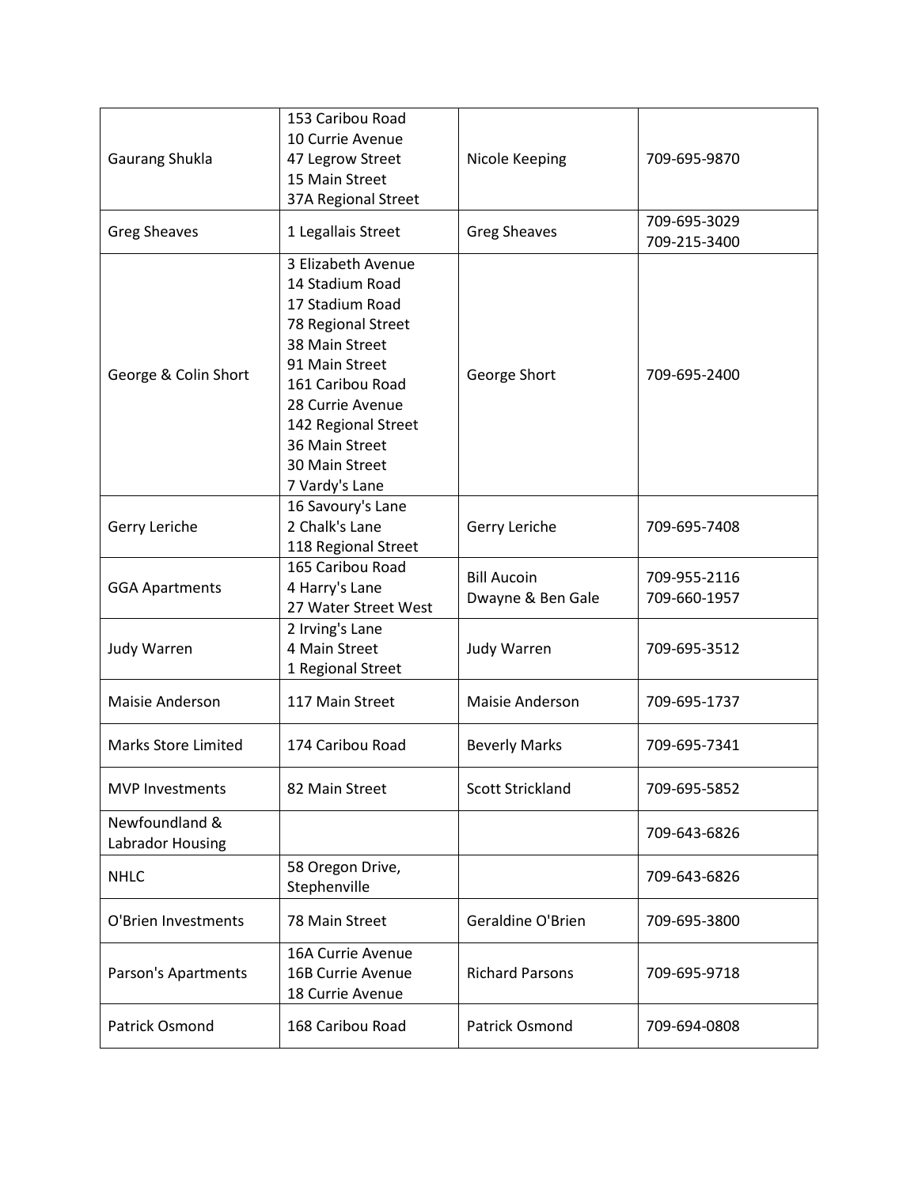| | | | |
|---|---|---|---|
| Gaurang Shukla | 153 Caribou Road<br>10 Currie Avenue<br>47 Legrow Street<br>15 Main Street<br>37A Regional Street | Nicole Keeping | 709-695-9870 |
| Greg Sheaves | 1 Legallais Street | Greg Sheaves | 709-695-3029<br>709-215-3400 |
| George & Colin Short | 3 Elizabeth Avenue<br>14 Stadium Road<br>17 Stadium Road<br>78 Regional Street<br>38 Main Street<br>91 Main Street<br>161 Caribou Road<br>28 Currie Avenue<br>142 Regional Street<br>36 Main Street<br>30 Main Street<br>7 Vardy's Lane | George Short | 709-695-2400 |
| Gerry Leriche | 16 Savoury's Lane<br>2 Chalk's Lane<br>118 Regional Street | Gerry Leriche | 709-695-7408 |
| GGA Apartments | 165 Caribou Road<br>4 Harry's Lane<br>27 Water Street West | Bill Aucoin<br>Dwayne & Ben Gale | 709-955-2116<br>709-660-1957 |
| Judy Warren | 2 Irving's Lane<br>4 Main Street<br>1 Regional Street | Judy Warren | 709-695-3512 |
| Maisie Anderson | 117 Main Street | Maisie Anderson | 709-695-1737 |
| Marks Store Limited | 174 Caribou Road | Beverly Marks | 709-695-7341 |
| MVP Investments | 82 Main Street | Scott Strickland | 709-695-5852 |
| Newfoundland & Labrador Housing | | | 709-643-6826 |
| NHLC | 58 Oregon Drive, Stephenville | | 709-643-6826 |
| O'Brien Investments | 78 Main Street | Geraldine O'Brien | 709-695-3800 |
| Parson's Apartments | 16A Currie Avenue<br>16B Currie Avenue<br>18 Currie Avenue | Richard Parsons | 709-695-9718 |
| Patrick Osmond | 168 Caribou Road | Patrick Osmond | 709-694-0808 |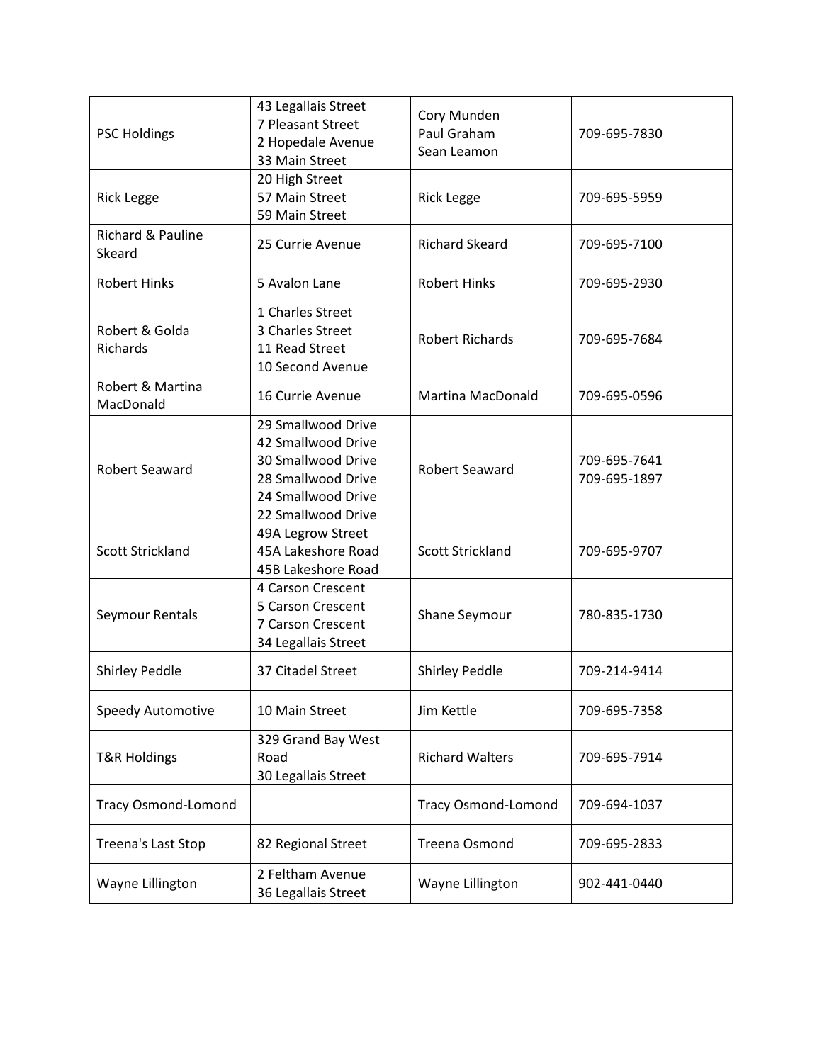| | | | |
|---|---|---|---|
| PSC Holdings | 43 Legallais Street<br>7 Pleasant Street<br>2 Hopedale Avenue<br>33 Main Street | Cory Munden<br>Paul Graham<br>Sean Leamon | 709-695-7830 |
| Rick Legge | 20 High Street<br>57 Main Street<br>59 Main Street | Rick Legge | 709-695-5959 |
| Richard & Pauline Skeard | 25 Currie Avenue | Richard Skeard | 709-695-7100 |
| Robert Hinks | 5 Avalon Lane | Robert Hinks | 709-695-2930 |
| Robert & Golda Richards | 1 Charles Street<br>3 Charles Street<br>11 Read Street<br>10 Second Avenue | Robert Richards | 709-695-7684 |
| Robert & Martina MacDonald | 16 Currie Avenue | Martina MacDonald | 709-695-0596 |
| Robert Seaward | 29 Smallwood Drive<br>42 Smallwood Drive<br>30 Smallwood Drive<br>28 Smallwood Drive<br>24 Smallwood Drive<br>22 Smallwood Drive | Robert Seaward | 709-695-7641<br>709-695-1897 |
| Scott Strickland | 49A Legrow Street<br>45A Lakeshore Road<br>45B Lakeshore Road | Scott Strickland | 709-695-9707 |
| Seymour Rentals | 4 Carson Crescent<br>5 Carson Crescent<br>7 Carson Crescent<br>34 Legallais Street | Shane Seymour | 780-835-1730 |
| Shirley Peddle | 37 Citadel Street | Shirley Peddle | 709-214-9414 |
| Speedy Automotive | 10 Main Street | Jim Kettle | 709-695-7358 |
| T&R Holdings | 329 Grand Bay West Road<br>30 Legallais Street | Richard Walters | 709-695-7914 |
| Tracy Osmond-Lomond | | Tracy Osmond-Lomond | 709-694-1037 |
| Treena's Last Stop | 82 Regional Street | Treena Osmond | 709-695-2833 |
| Wayne Lillington | 2 Feltham Avenue<br>36 Legallais Street | Wayne Lillington | 902-441-0440 |